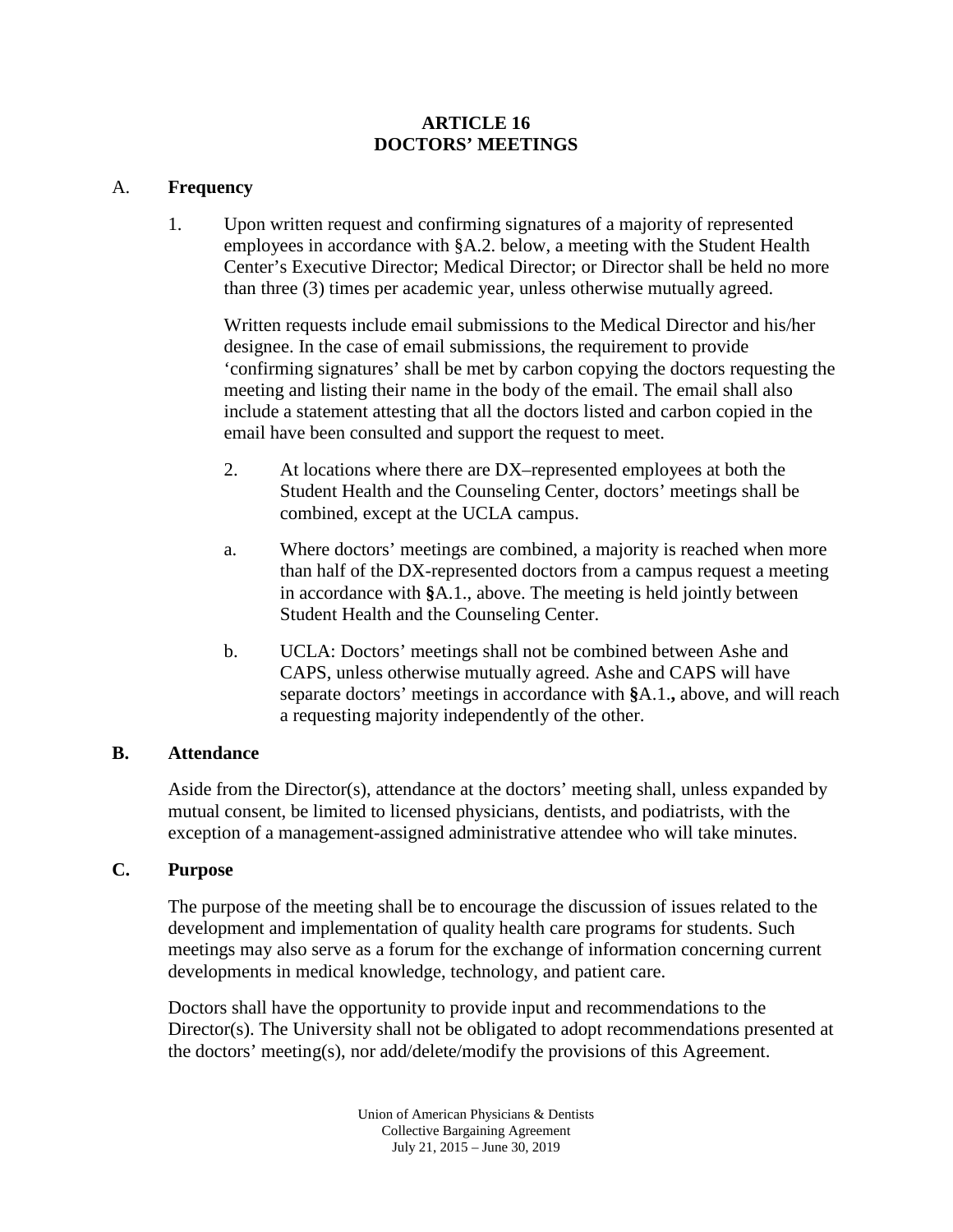# ARTICLE 16
# DOCTORS' MEETINGS

## A. Frequency

1. Upon written request and confirming signatures of a majority of represented employees in accordance with §A.2. below, a meeting with the Student Health Center's Executive Director; Medical Director; or Director shall be held no more than three (3) times per academic year, unless otherwise mutually agreed.

   Written requests include email submissions to the Medical Director and his/her designee. In the case of email submissions, the requirement to provide 'confirming signatures' shall be met by carbon copying the doctors requesting the meeting and listing their name in the body of the email. The email shall also include a statement attesting that all the doctors listed and carbon copied in the email have been consulted and support the request to meet.

2. At locations where there are DX–represented employees at both the Student Health and the Counseling Center, doctors' meetings shall be combined, except at the UCLA campus.

   a. Where doctors' meetings are combined, a majority is reached when more than half of the DX-represented doctors from a campus request a meeting in accordance with **§**A.1., above. The meeting is held jointly between Student Health and the Counseling Center.

   b. UCLA: Doctors' meetings shall not be combined between Ashe and CAPS, unless otherwise mutually agreed. Ashe and CAPS will have separate doctors' meetings in accordance with **§**A.1**.,** above, and will reach a requesting majority independently of the other.

## B. Attendance

Aside from the Director(s), attendance at the doctors' meeting shall, unless expanded by mutual consent, be limited to licensed physicians, dentists, and podiatrists, with the exception of a management-assigned administrative attendee who will take minutes.

## C. Purpose

The purpose of the meeting shall be to encourage the discussion of issues related to the development and implementation of quality health care programs for students. Such meetings may also serve as a forum for the exchange of information concerning current developments in medical knowledge, technology, and patient care.

Doctors shall have the opportunity to provide input and recommendations to the Director(s). The University shall not be obligated to adopt recommendations presented at the doctors' meeting(s), nor add/delete/modify the provisions of this Agreement.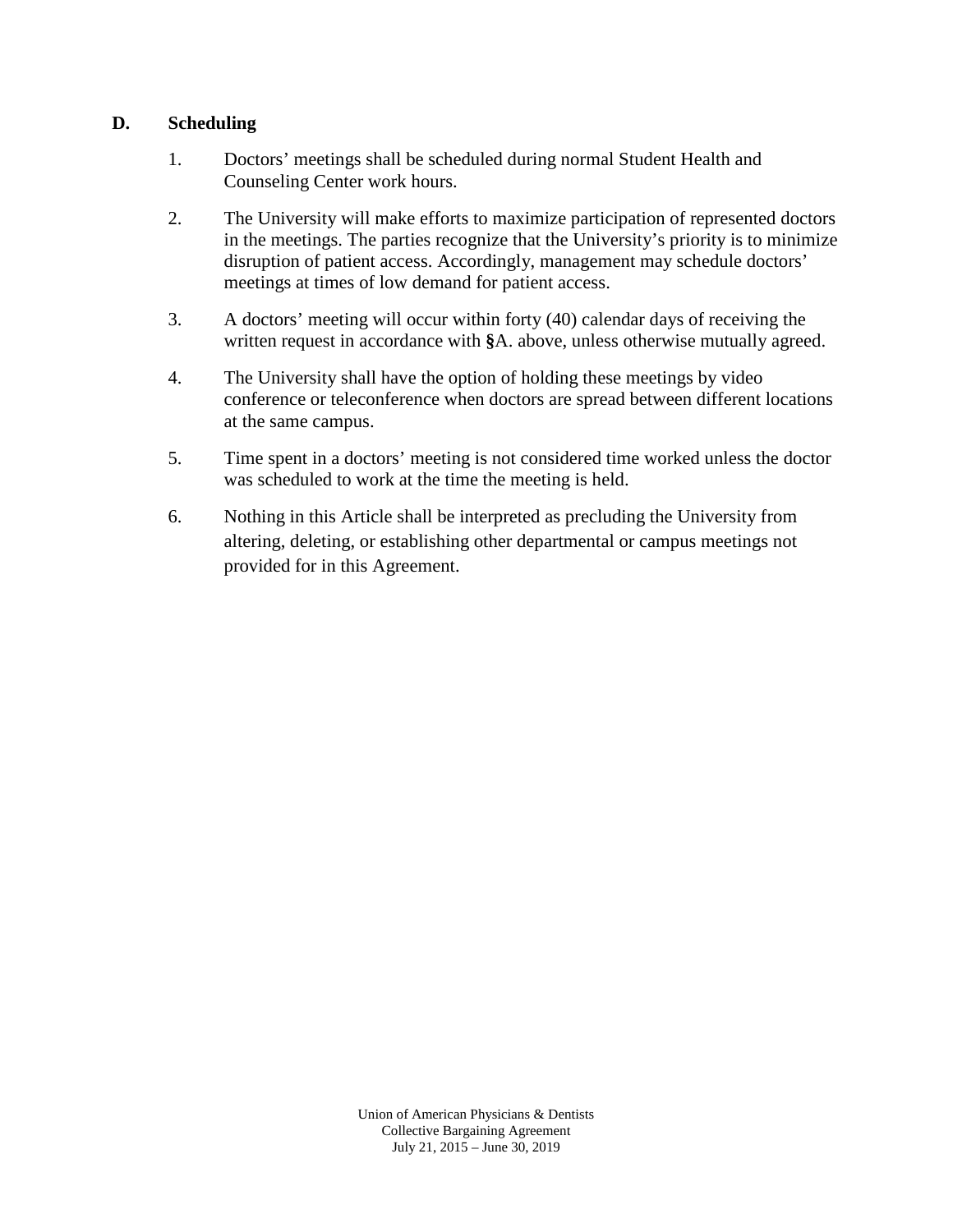**D. Scheduling**

1. Doctors' meetings shall be scheduled during normal Student Health and Counseling Center work hours.

2. The University will make efforts to maximize participation of represented doctors in the meetings. The parties recognize that the University's priority is to minimize disruption of patient access. Accordingly, management may schedule doctors' meetings at times of low demand for patient access.

3. A doctors' meeting will occur within forty (40) calendar days of receiving the written request in accordance with §A. above, unless otherwise mutually agreed.

4. The University shall have the option of holding these meetings by video conference or teleconference when doctors are spread between different locations at the same campus.

5. Time spent in a doctors' meeting is not considered time worked unless the doctor was scheduled to work at the time the meeting is held.

6. Nothing in this Article shall be interpreted as precluding the University from altering, deleting, or establishing other departmental or campus meetings not provided for in this Agreement.